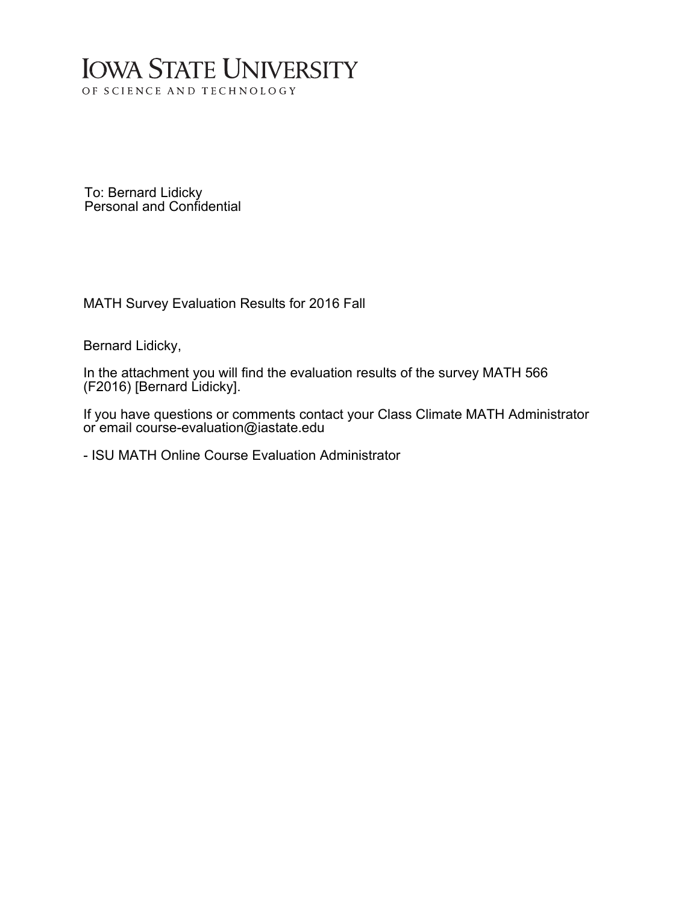# IOWA STATE UNIVERSITY

OF SCIENCE AND TECHNOLOGY

To: Bernard Lidicky
Personal and Confidential

MATH Survey Evaluation Results for 2016 Fall

Bernard Lidicky,

In the attachment you will find the evaluation results of the survey MATH 566 (F2016) [Bernard Lidicky].

If you have questions or comments contact your Class Climate MATH Administrator or email course-evaluation@iastate.edu

- ISU MATH Online Course Evaluation Administrator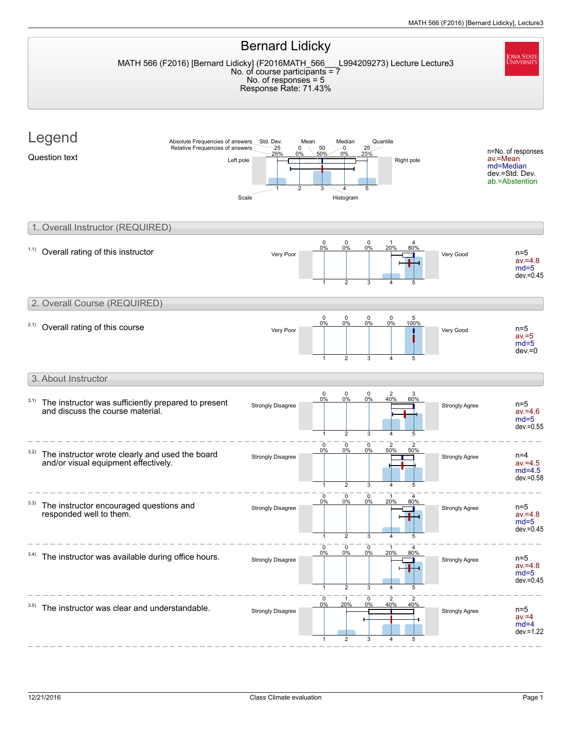# Bernard Lidicky

MATH 566 (F2016) [Bernard Lidicky] (F2016MATH_566___L994209273) Lecture Lecture3
No. of course participants = 7
No. of responses = 5
Response Rate: 71.43%

## Legend

Question text

Absolute Frequencies of answers / Relative Frequencies of answers / Std. Dev. / Mean / Median / Quantile

| | 1 | 2 | 3 | 4 | 5 |
|---|---|---|---|---|---|
| Left pole ... Right pole | 25 (25%) | 0 (0%) | 50 (50%) | 0 (0%) | 25 (25%) |

Scale / Histogram

n=No. of responses
av.=Mean
md=Median
dev.=Std. Dev.
ab.=Abstention

## 1. Overall Instructor (REQUIRED)

1.1) Overall rating of this instructor

| Left pole | 1 | 2 | 3 | 4 | 5 | Right pole | Statistics |
|---|---|---|---|---|---|---|---|
| Very Poor | 0 (0%) | 0 (0%) | 0 (0%) | 1 (20%) | 4 (80%) | Very Good | n=5, av.=4.8, md=5, dev.=0.45 |

## 2. Overall Course (REQUIRED)

2.1) Overall rating of this course

| Left pole | 1 | 2 | 3 | 4 | 5 | Right pole | Statistics |
|---|---|---|---|---|---|---|---|
| Very Poor | 0 (0%) | 0 (0%) | 0 (0%) | 0 (0%) | 5 (100%) | Very Good | n=5, av.=5, md=5, dev.=0 |

## 3. About Instructor

| Question | Left pole | 1 | 2 | 3 | 4 | 5 | Right pole | Statistics |
|---|---|---|---|---|---|---|---|---|
| 3.1) The instructor was sufficiently prepared to present and discuss the course material. | Strongly Disagree | 0 (0%) | 0 (0%) | 0 (0%) | 2 (40%) | 3 (60%) | Strongly Agree | n=5, av.=4.6, md=5, dev.=0.55 |
| 3.2) The instructor wrote clearly and used the board and/or visual equipment effectively. | Strongly Disagree | 0 (0%) | 0 (0%) | 0 (0%) | 2 (50%) | 2 (50%) | Strongly Agree | n=4, av.=4.5, md=4.5, dev.=0.58 |
| 3.3) The instructor encouraged questions and responded well to them. | Strongly Disagree | 0 (0%) | 0 (0%) | 0 (0%) | 1 (20%) | 4 (80%) | Strongly Agree | n=5, av.=4.8, md=5, dev.=0.45 |
| 3.4) The instructor was available during office hours. | Strongly Disagree | 0 (0%) | 0 (0%) | 0 (0%) | 1 (20%) | 4 (80%) | Strongly Agree | n=5, av.=4.8, md=5, dev.=0.45 |
| 3.5) The instructor was clear and understandable. | Strongly Disagree | 0 (0%) | 1 (20%) | 0 (0%) | 2 (40%) | 2 (40%) | Strongly Agree | n=5, av.=4, md=4, dev.=1.22 |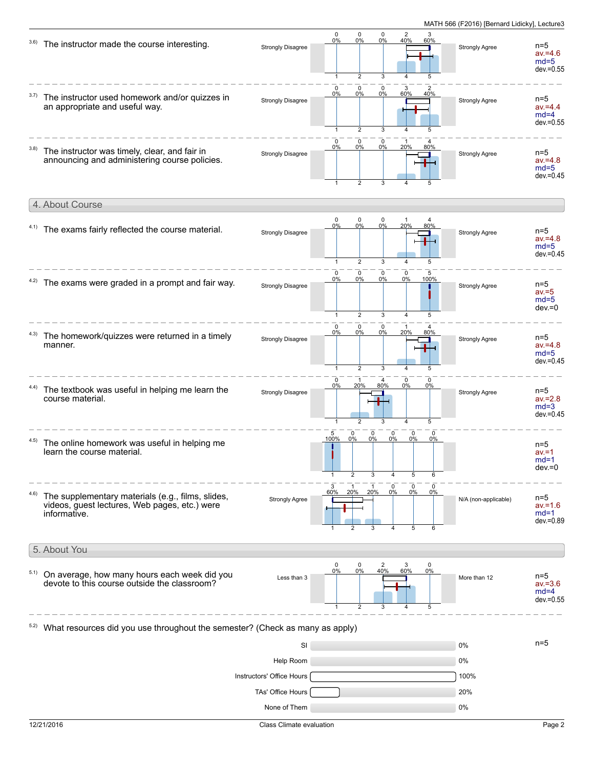3.6) The instructor made the course interesting.

| Strongly Disagree | 1 | 2 | 3 | 4 | 5 | Strongly Agree | |
|---|---|---|---|---|---|---|---|
| | 0 (0%) | 0 (0%) | 0 (0%) | 2 (40%) | 3 (60%) | | n=5, av.=4.6, md=5, dev.=0.55 |

3.7) The instructor used homework and/or quizzes in an appropriate and useful way.

| Strongly Disagree | 1 | 2 | 3 | 4 | 5 | Strongly Agree | |
|---|---|---|---|---|---|---|---|
| | 0 (0%) | 0 (0%) | 0 (0%) | 3 (60%) | 2 (40%) | | n=5, av.=4.4, md=4, dev.=0.55 |

3.8) The instructor was timely, clear, and fair in announcing and administering course policies.

| Strongly Disagree | 1 | 2 | 3 | 4 | 5 | Strongly Agree | |
|---|---|---|---|---|---|---|---|
| | 0 (0%) | 0 (0%) | 0 (0%) | 1 (20%) | 4 (80%) | | n=5, av.=4.8, md=5, dev.=0.45 |

## 4. About Course

4.1) The exams fairly reflected the course material.

| Strongly Disagree | 1 | 2 | 3 | 4 | 5 | Strongly Agree | |
|---|---|---|---|---|---|---|---|
| | 0 (0%) | 0 (0%) | 0 (0%) | 1 (20%) | 4 (80%) | | n=5, av.=4.8, md=5, dev.=0.45 |

4.2) The exams were graded in a prompt and fair way.

| Strongly Disagree | 1 | 2 | 3 | 4 | 5 | Strongly Agree | |
|---|---|---|---|---|---|---|---|
| | 0 (0%) | 0 (0%) | 0 (0%) | 0 (0%) | 5 (100%) | | n=5, av.=5, md=5, dev.=0 |

4.3) The homework/quizzes were returned in a timely manner.

| Strongly Disagree | 1 | 2 | 3 | 4 | 5 | Strongly Agree | |
|---|---|---|---|---|---|---|---|
| | 0 (0%) | 0 (0%) | 0 (0%) | 1 (20%) | 4 (80%) | | n=5, av.=4.8, md=5, dev.=0.45 |

4.4) The textbook was useful in helping me learn the course material.

| Strongly Disagree | 1 | 2 | 3 | 4 | 5 | Strongly Agree | |
|---|---|---|---|---|---|---|---|
| | 0 (0%) | 1 (20%) | 4 (80%) | 0 (0%) | 0 (0%) | | n=5, av.=2.8, md=3, dev.=0.45 |

4.5) The online homework was useful in helping me learn the course material.

| | 1 | 2 | 3 | 4 | 5 | 6 | | |
|---|---|---|---|---|---|---|---|---|
| | 5 (100%) | 0 (0%) | 0 (0%) | 0 (0%) | 0 (0%) | 0 (0%) | | n=5, av.=1, md=1, dev.=0 |

4.6) The supplementary materials (e.g., films, slides, videos, guest lectures, Web pages, etc.) were informative.

| Strongly Agree | 1 | 2 | 3 | 4 | 5 | 6 | N/A (non-applicable) | |
|---|---|---|---|---|---|---|---|---|
| | 3 (60%) | 1 (20%) | 1 (20%) | 0 (0%) | 0 (0%) | 0 (0%) | | n=5, av.=1.6, md=1, dev.=0.89 |

## 5. About You

5.1) On average, how many hours each week did you devote to this course outside the classroom?

| Less than 3 | 1 | 2 | 3 | 4 | 5 | More than 12 | |
|---|---|---|---|---|---|---|---|
| | 0 (0%) | 0 (0%) | 2 (40%) | 3 (60%) | 0 (0%) | | n=5, av.=3.6, md=4, dev.=0.55 |

5.2) What resources did you use throughout the semester? (Check as many as apply)

n=5

| Resource | Percent |
|---|---|
| SI | 0% |
| Help Room | 0% |
| Instructors' Office Hours | 100% |
| TAs' Office Hours | 20% |
| None of Them | 0% |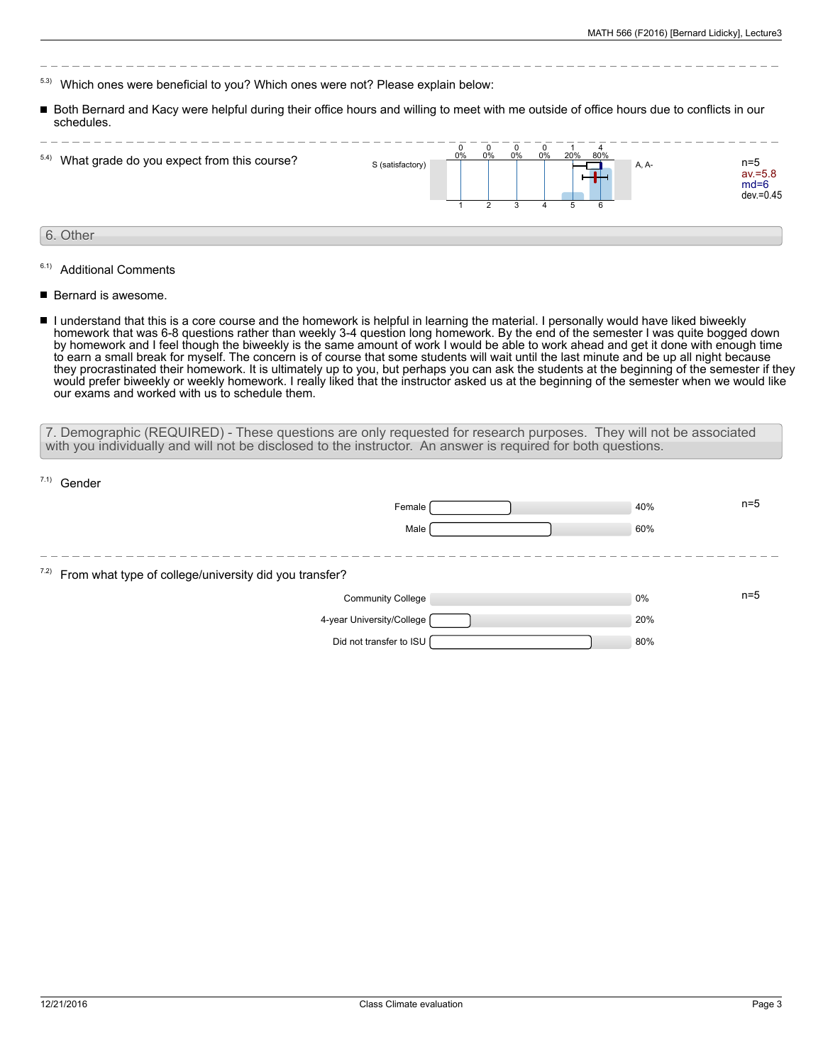5.3) Which ones were beneficial to you? Which ones were not? Please explain below:

- Both Bernard and Kacy were helpful during their office hours and willing to meet with me outside of office hours due to conflicts in our schedules.

5.4) What grade do you expect from this course?

| S (satisfactory) | 1 | 2 | 3 | 4 | 5 | 6 | A, A- | |
|---|---|---|---|---|---|---|---|---|
| | 0 (0%) | 0 (0%) | 0 (0%) | 0 (0%) | 1 (20%) | 4 (80%) | | n=5, av.=5.8, md=6, dev.=0.45 |

## 6. Other

6.1) Additional Comments

- Bernard is awesome.
- I understand that this is a core course and the homework is helpful in learning the material. I personally would have liked biweekly homework that was 6-8 questions rather than weekly 3-4 question long homework. By the end of the semester I was quite bogged down by homework and I feel though the biweekly is the same amount of work I would be able to work ahead and get it done with enough time to earn a small break for myself. The concern is of course that some students will wait until the last minute and be up all night because they procrastinated their homework. It is ultimately up to you, but perhaps you can ask the students at the beginning of the semester if they would prefer biweekly or weekly homework. I really liked that the instructor asked us at the beginning of the semester when we would like our exams and worked with us to schedule them.

## 7. Demographic (REQUIRED) - These questions are only requested for research purposes. They will not be associated with you individually and will not be disclosed to the instructor. An answer is required for both questions.

7.1) Gender

| Option | Percentage |
|---|---|
| Female | 40% |
| Male | 60% |

n=5

7.2) From what type of college/university did you transfer?

| Option | Percentage |
|---|---|
| Community College | 0% |
| 4-year University/College | 20% |
| Did not transfer to ISU | 80% |

n=5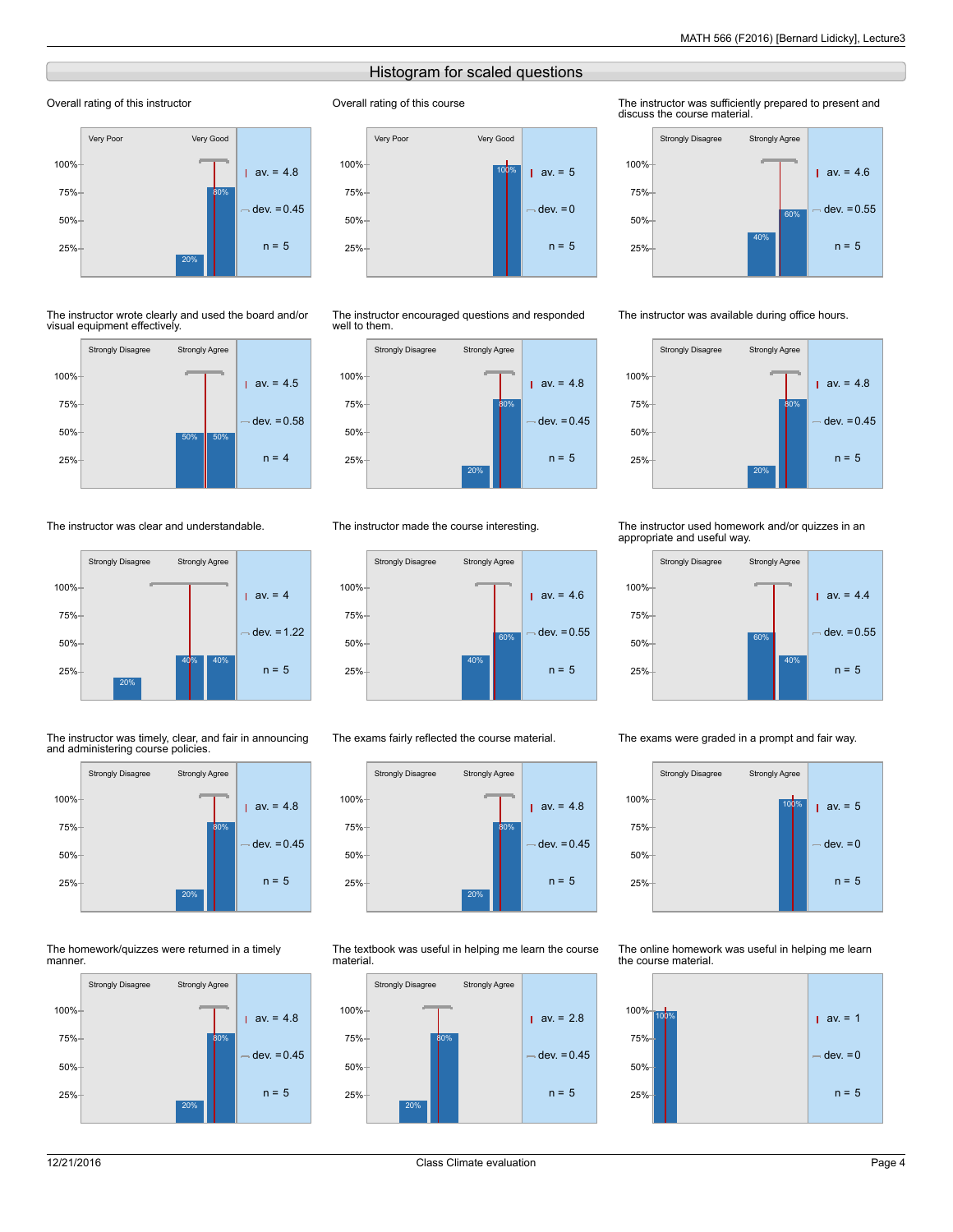## Histogram for scaled questions

**Overall rating of this instructor**

Very Poor — Very Good

| | |
|---|---|
| av. | 4.8 |
| dev. | 0.45 |
| n | 5 |

Distribution: 20%, 80%

**Overall rating of this course**

Very Poor — Very Good

| | |
|---|---|
| av. | 5 |
| dev. | 0 |
| n | 5 |

Distribution: 100%

**The instructor was sufficiently prepared to present and discuss the course material.**

Strongly Disagree — Strongly Agree

| | |
|---|---|
| av. | 4.6 |
| dev. | 0.55 |
| n | 5 |

Distribution: 40%, 60%

**The instructor wrote clearly and used the board and/or visual equipment effectively.**

Strongly Disagree — Strongly Agree

| | |
|---|---|
| av. | 4.5 |
| dev. | 0.58 |
| n | 4 |

Distribution: 50%, 50%

**The instructor encouraged questions and responded well to them.**

Strongly Disagree — Strongly Agree

| | |
|---|---|
| av. | 4.8 |
| dev. | 0.45 |
| n | 5 |

Distribution: 20%, 80%

**The instructor was available during office hours.**

Strongly Disagree — Strongly Agree

| | |
|---|---|
| av. | 4.8 |
| dev. | 0.45 |
| n | 5 |

Distribution: 20%, 80%

**The instructor was clear and understandable.**

Strongly Disagree — Strongly Agree

| | |
|---|---|
| av. | 4 |
| dev. | 1.22 |
| n | 5 |

Distribution: 20%, 40%, 40%

**The instructor made the course interesting.**

Strongly Disagree — Strongly Agree

| | |
|---|---|
| av. | 4.6 |
| dev. | 0.55 |
| n | 5 |

Distribution: 40%, 60%

**The instructor used homework and/or quizzes in an appropriate and useful way.**

Strongly Disagree — Strongly Agree

| | |
|---|---|
| av. | 4.4 |
| dev. | 0.55 |
| n | 5 |

Distribution: 60%, 40%

**The instructor was timely, clear, and fair in announcing and administering course policies.**

Strongly Disagree — Strongly Agree

| | |
|---|---|
| av. | 4.8 |
| dev. | 0.45 |
| n | 5 |

Distribution: 20%, 80%

**The exams fairly reflected the course material.**

Strongly Disagree — Strongly Agree

| | |
|---|---|
| av. | 4.8 |
| dev. | 0.45 |
| n | 5 |

Distribution: 20%, 80%

**The exams were graded in a prompt and fair way.**

Strongly Disagree — Strongly Agree

| | |
|---|---|
| av. | 5 |
| dev. | 0 |
| n | 5 |

Distribution: 100%

**The homework/quizzes were returned in a timely manner.**

Strongly Disagree — Strongly Agree

| | |
|---|---|
| av. | 4.8 |
| dev. | 0.45 |
| n | 5 |

Distribution: 20%, 80%

**The textbook was useful in helping me learn the course material.**

Strongly Disagree — Strongly Agree

| | |
|---|---|
| av. | 2.8 |
| dev. | 0.45 |
| n | 5 |

Distribution: 20%, 80%

**The online homework was useful in helping me learn the course material.**

| | |
|---|---|
| av. | 1 |
| dev. | 0 |
| n | 5 |

Distribution: 100%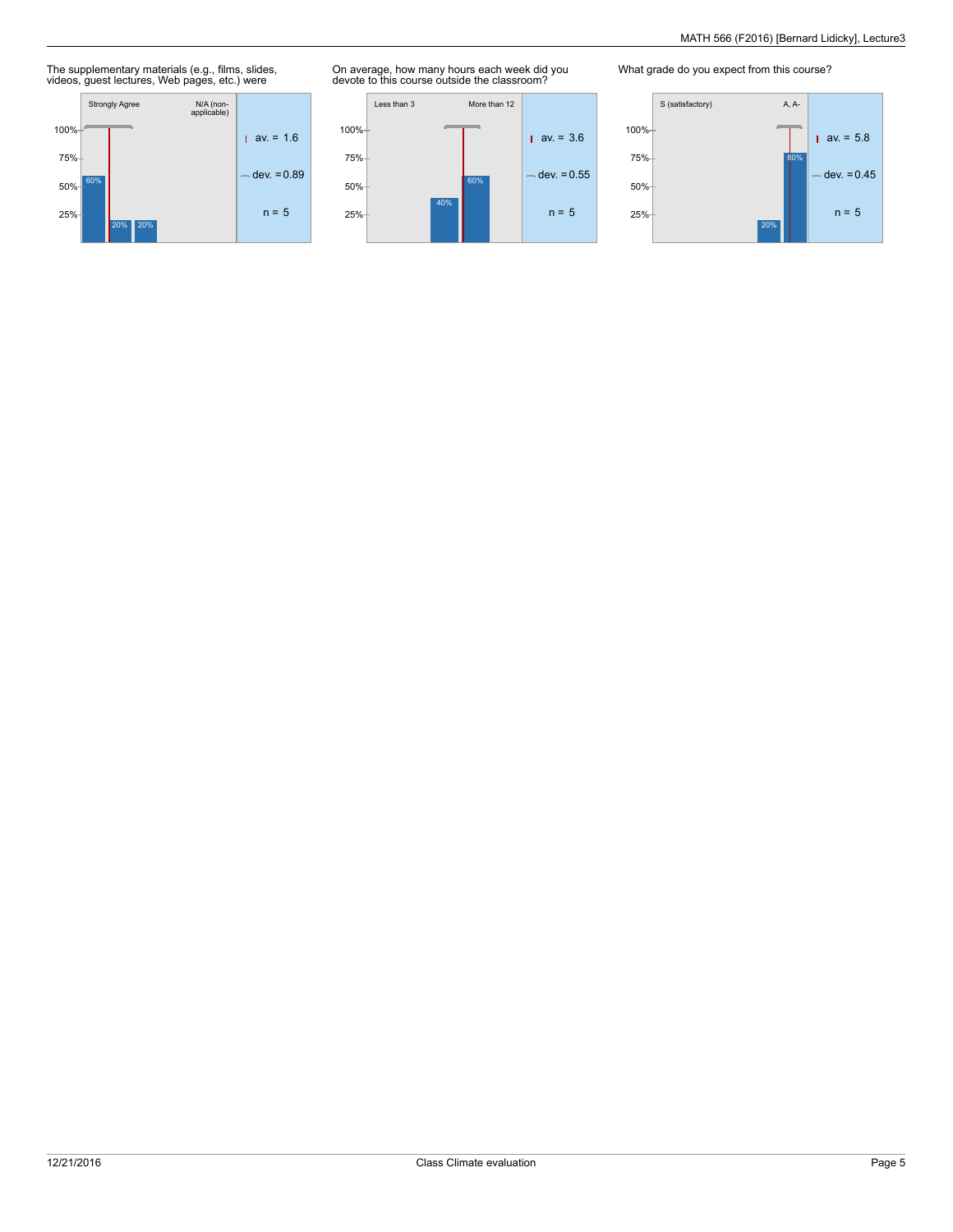The supplementary materials (e.g., films, slides, videos, guest lectures, Web pages, etc.) were

Strongly Agree — N/A (non-applicable)

| 60% | 20% | 20% | | |
|---|---|---|---|---|

av. = 1.6
dev. = 0.89
n = 5

On average, how many hours each week did you devote to this course outside the classroom?

Less than 3 — More than 12

| | | 40% | 60% | |
|---|---|---|---|---|

av. = 3.6
dev. = 0.55
n = 5

What grade do you expect from this course?

S (satisfactory) — A, A-

| | | | | 20% | 80% |
|---|---|---|---|---|---|

av. = 5.8
dev. = 0.45
n = 5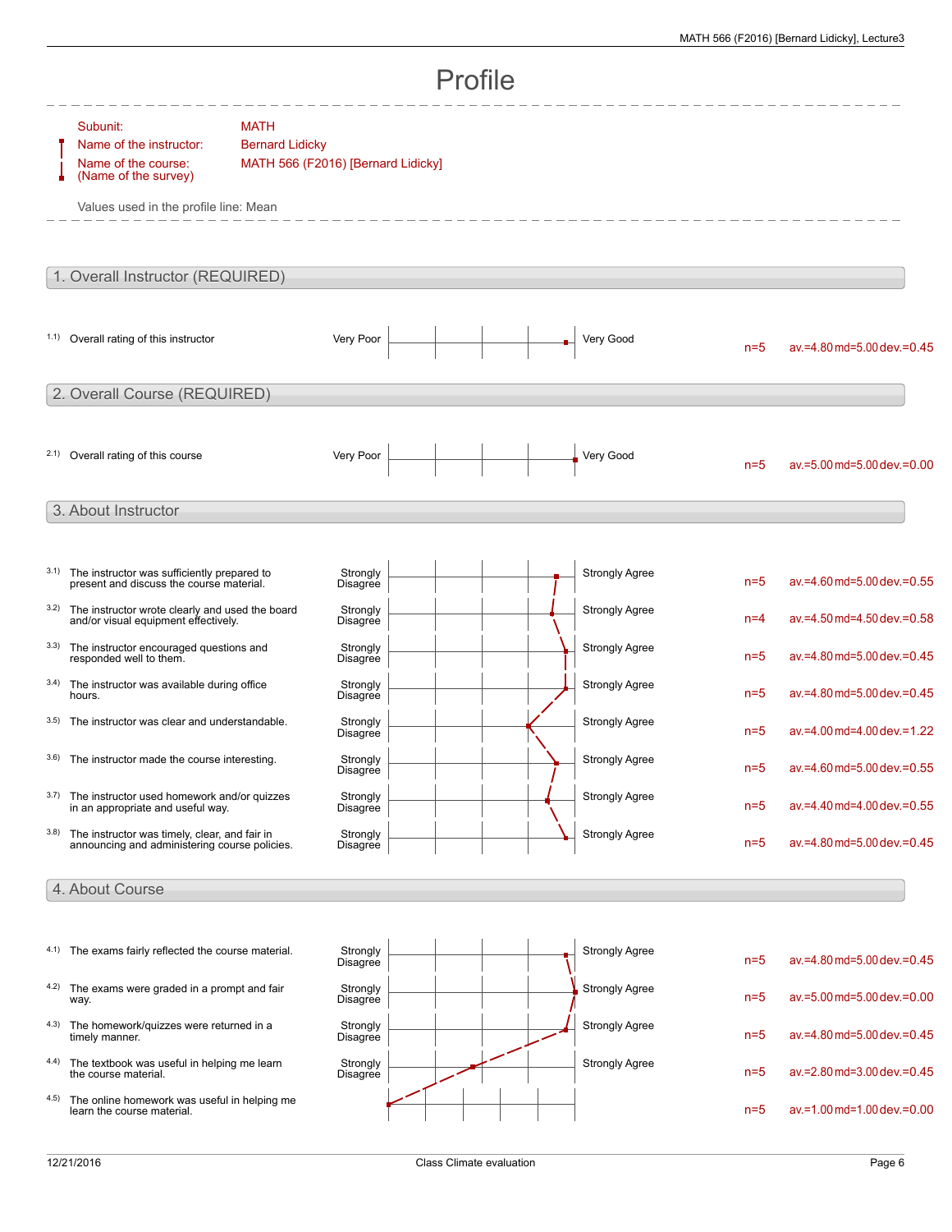# Profile

Subunit: MATH
Name of the instructor: Bernard Lidicky
Name of the course: (Name of the survey) MATH 566 (F2016) [Bernard Lidicky]

Values used in the profile line: Mean

## 1. Overall Instructor (REQUIRED)

| | Question | Left pole | Right pole | n | av. | md | dev. |
|---|---|---|---|---|---|---|---|
| 1.1) | Overall rating of this instructor | Very Poor | Very Good | n=5 | av.=4.80 | md=5.00 | dev.=0.45 |

## 2. Overall Course (REQUIRED)

| | Question | Left pole | Right pole | n | av. | md | dev. |
|---|---|---|---|---|---|---|---|
| 2.1) | Overall rating of this course | Very Poor | Very Good | n=5 | av.=5.00 | md=5.00 | dev.=0.00 |

## 3. About Instructor

| | Question | Left pole | Right pole | n | av. | md | dev. |
|---|---|---|---|---|---|---|---|
| 3.1) | The instructor was sufficiently prepared to present and discuss the course material. | Strongly Disagree | Strongly Agree | n=5 | av.=4.60 | md=5.00 | dev.=0.55 |
| 3.2) | The instructor wrote clearly and used the board and/or visual equipment effectively. | Strongly Disagree | Strongly Agree | n=4 | av.=4.50 | md=4.50 | dev.=0.58 |
| 3.3) | The instructor encouraged questions and responded well to them. | Strongly Disagree | Strongly Agree | n=5 | av.=4.80 | md=5.00 | dev.=0.45 |
| 3.4) | The instructor was available during office hours. | Strongly Disagree | Strongly Agree | n=5 | av.=4.80 | md=5.00 | dev.=0.45 |
| 3.5) | The instructor was clear and understandable. | Strongly Disagree | Strongly Agree | n=5 | av.=4.00 | md=4.00 | dev.=1.22 |
| 3.6) | The instructor made the course interesting. | Strongly Disagree | Strongly Agree | n=5 | av.=4.60 | md=5.00 | dev.=0.55 |
| 3.7) | The instructor used homework and/or quizzes in an appropriate and useful way. | Strongly Disagree | Strongly Agree | n=5 | av.=4.40 | md=4.00 | dev.=0.55 |
| 3.8) | The instructor was timely, clear, and fair in announcing and administering course policies. | Strongly Disagree | Strongly Agree | n=5 | av.=4.80 | md=5.00 | dev.=0.45 |

## 4. About Course

| | Question | Left pole | Right pole | n | av. | md | dev. |
|---|---|---|---|---|---|---|---|
| 4.1) | The exams fairly reflected the course material. | Strongly Disagree | Strongly Agree | n=5 | av.=4.80 | md=5.00 | dev.=0.45 |
| 4.2) | The exams were graded in a prompt and fair way. | Strongly Disagree | Strongly Agree | n=5 | av.=5.00 | md=5.00 | dev.=0.00 |
| 4.3) | The homework/quizzes were returned in a timely manner. | Strongly Disagree | Strongly Agree | n=5 | av.=4.80 | md=5.00 | dev.=0.45 |
| 4.4) | The textbook was useful in helping me learn the course material. | Strongly Disagree | Strongly Agree | n=5 | av.=2.80 | md=3.00 | dev.=0.45 |
| 4.5) | The online homework was useful in helping me learn the course material. | | | n=5 | av.=1.00 | md=1.00 | dev.=0.00 |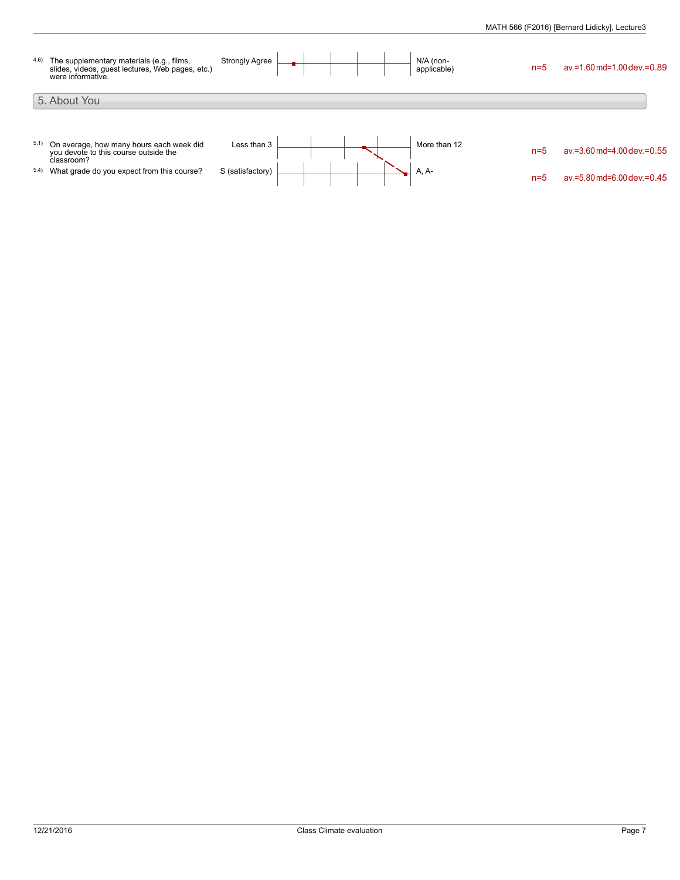4.6) The supplementary materials (e.g., films, slides, videos, guest lectures, Web pages, etc.) were informative.

Strongly Agree

N/A (non-applicable)

n=5 av.=1.60 md=1.00 dev.=0.89

## 5. About You

5.1) On average, how many hours each week did you devote to this course outside the classroom?

Less than 3

More than 12

n=5 av.=3.60 md=4.00 dev.=0.55

5.4) What grade do you expect from this course?

S (satisfactory)

A, A-

n=5 av.=5.80 md=6.00 dev.=0.45